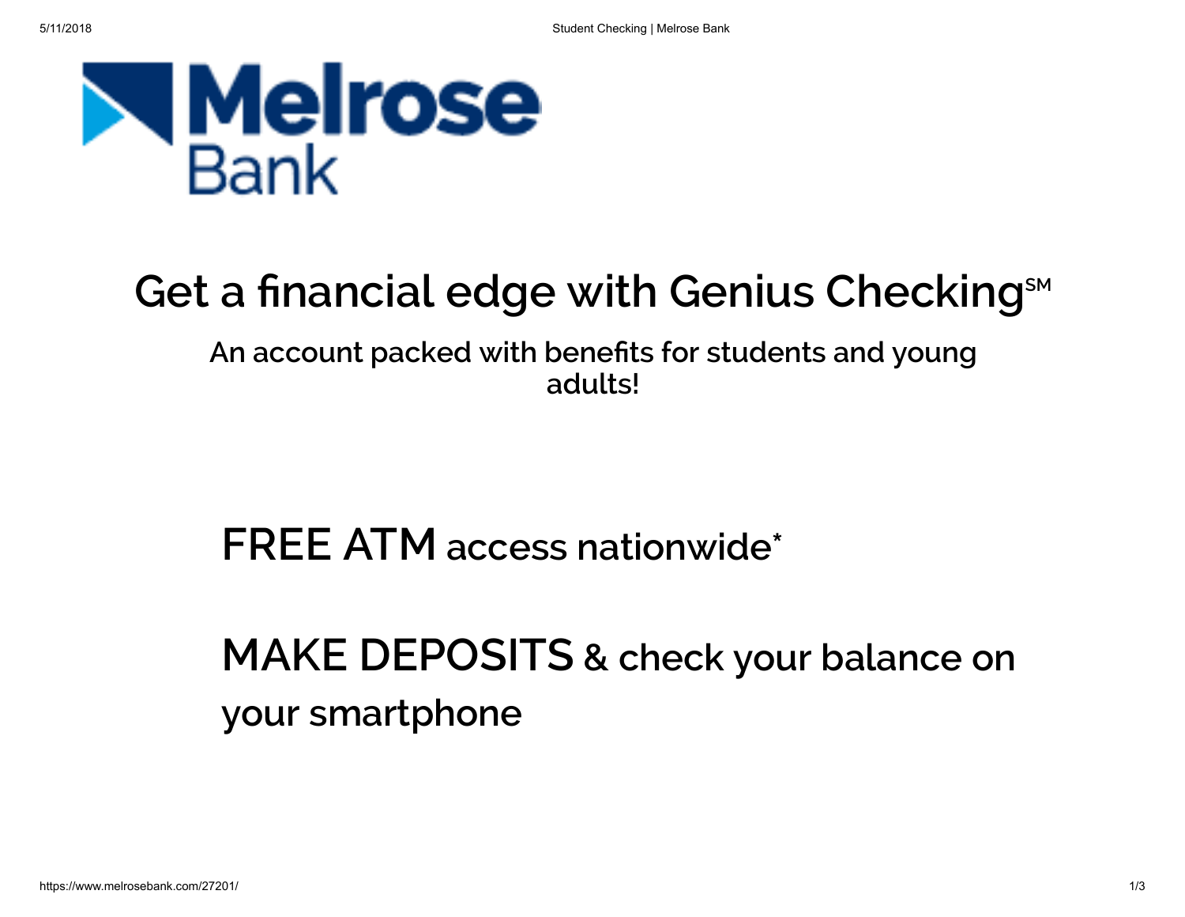Melrose Bank

# Get a financial edge with Genius Checking℠

## An account packed with benefits for students and young adults!

**FREE ATM** access nationwide*

**MAKE DEPOSITS** & check your balance on your smartphone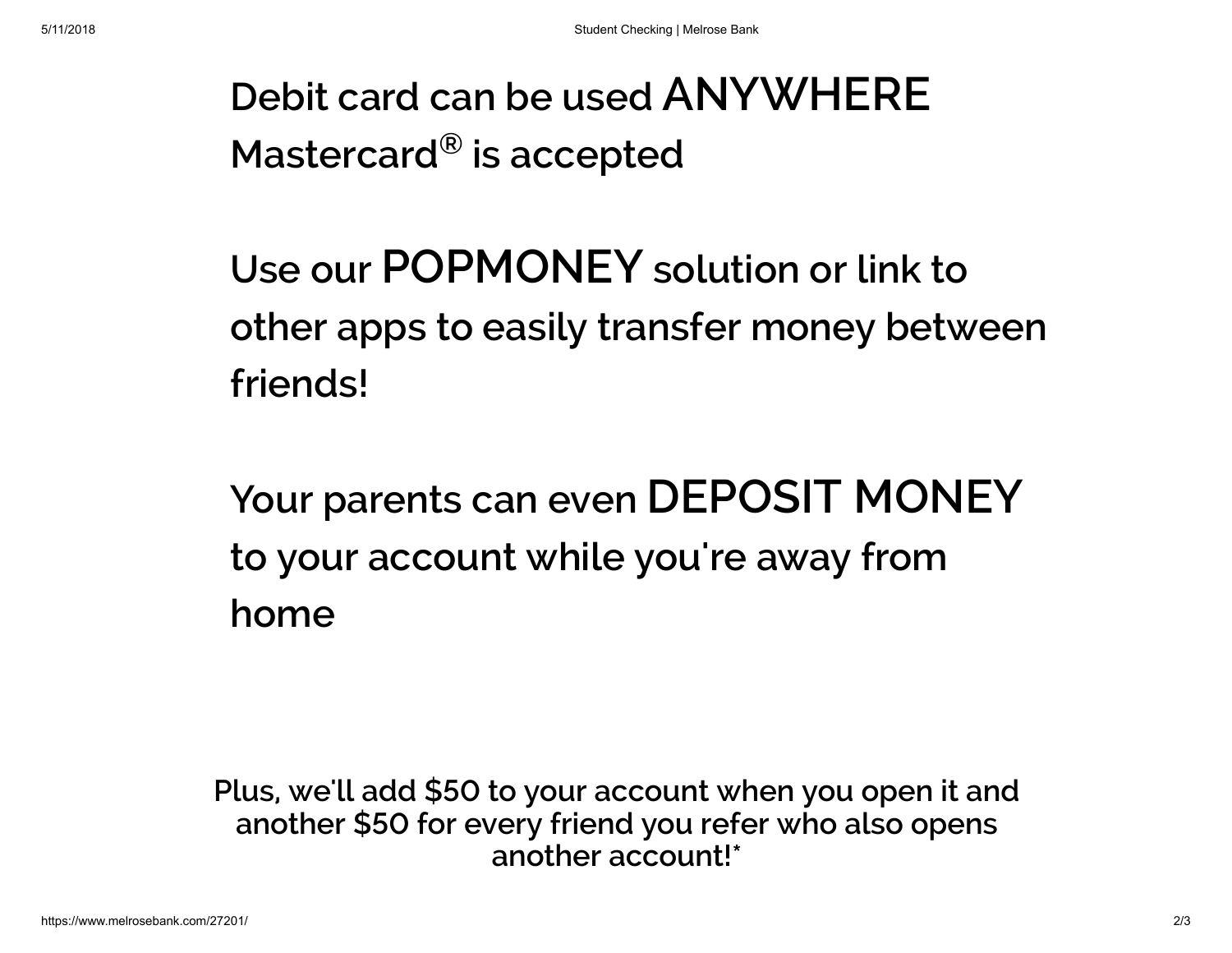Debit card can be used ANYWHERE Mastercard® is accepted

Use our POPMONEY solution or link to other apps to easily transfer money between friends!

Your parents can even DEPOSIT MONEY to your account while you're away from home

**Plus, we'll add $50 to your account when you open it and another $50 for every friend you refer who also opens another account!***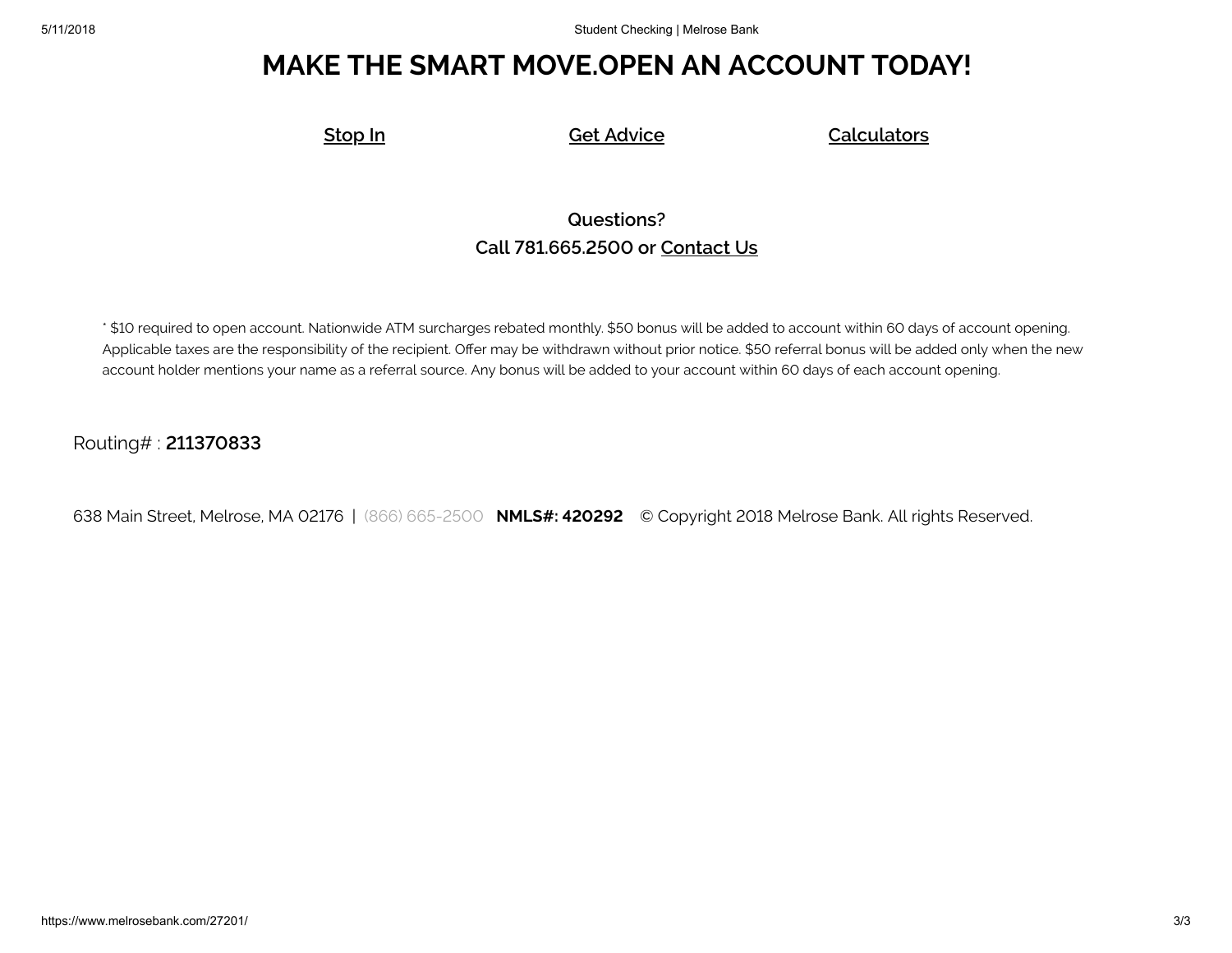# MAKE THE SMART MOVE.OPEN AN ACCOUNT TODAY!

Stop In    Get Advice    Calculators

**Questions?**
**Call 781.665.2500 or Contact Us**

* $10 required to open account. Nationwide ATM surcharges rebated monthly. $50 bonus will be added to account within 60 days of account opening. Applicable taxes are the responsibility of the recipient. Offer may be withdrawn without prior notice. $50 referral bonus will be added only when the new account holder mentions your name as a referral source. Any bonus will be added to your account within 60 days of each account opening.

Routing# : **211370833**

638 Main Street, Melrose, MA 02176 | (866) 665-2500 **NMLS#: 420292** © Copyright 2018 Melrose Bank. All rights Reserved.